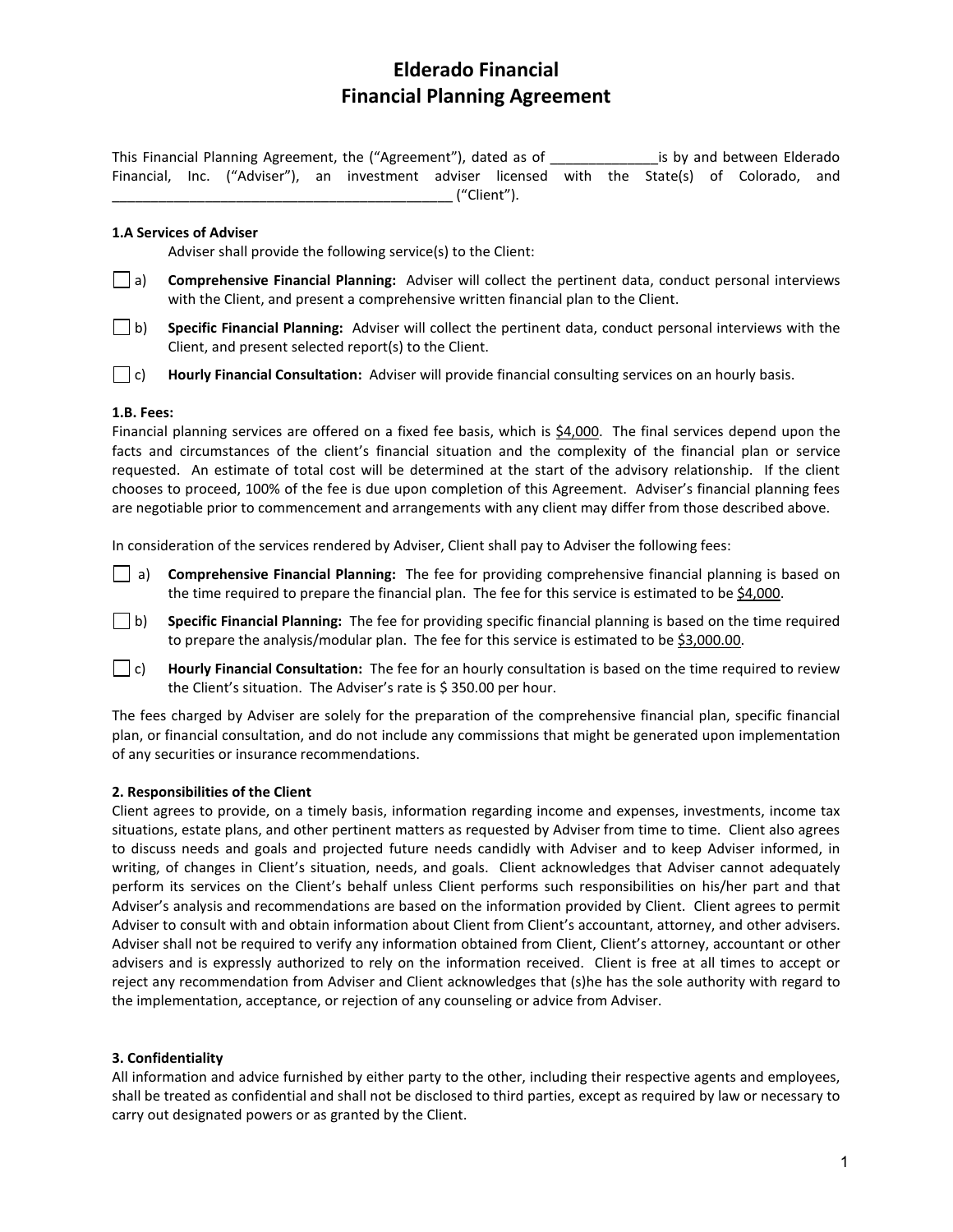# Elderado Financial
# Financial Planning Agreement

This Financial Planning Agreement, the ("Agreement"), dated as of ______________is by and between Elderado Financial, Inc. ("Adviser"), an investment adviser licensed with the State(s) of Colorado, and ____________________________________________ ("Client").

**1.A Services of Adviser**

Adviser shall provide the following service(s) to the Client:

☐ a) **Comprehensive Financial Planning:** Adviser will collect the pertinent data, conduct personal interviews with the Client, and present a comprehensive written financial plan to the Client.

☐ b) **Specific Financial Planning:** Adviser will collect the pertinent data, conduct personal interviews with the Client, and present selected report(s) to the Client.

☐ c) **Hourly Financial Consultation:** Adviser will provide financial consulting services on an hourly basis.

**1.B. Fees:**

Financial planning services are offered on a fixed fee basis, which is <u>$4,000</u>. The final services depend upon the facts and circumstances of the client's financial situation and the complexity of the financial plan or service requested. An estimate of total cost will be determined at the start of the advisory relationship. If the client chooses to proceed, 100% of the fee is due upon completion of this Agreement. Adviser's financial planning fees are negotiable prior to commencement and arrangements with any client may differ from those described above.

In consideration of the services rendered by Adviser, Client shall pay to Adviser the following fees:

☐ a) **Comprehensive Financial Planning:** The fee for providing comprehensive financial planning is based on the time required to prepare the financial plan. The fee for this service is estimated to be <u>$4,000</u>.

☐ b) **Specific Financial Planning:** The fee for providing specific financial planning is based on the time required to prepare the analysis/modular plan. The fee for this service is estimated to be <u>$3,000.00</u>.

☐ c) **Hourly Financial Consultation:** The fee for an hourly consultation is based on the time required to review the Client's situation. The Adviser's rate is $ 350.00 per hour.

The fees charged by Adviser are solely for the preparation of the comprehensive financial plan, specific financial plan, or financial consultation, and do not include any commissions that might be generated upon implementation of any securities or insurance recommendations.

**2. Responsibilities of the Client**

Client agrees to provide, on a timely basis, information regarding income and expenses, investments, income tax situations, estate plans, and other pertinent matters as requested by Adviser from time to time. Client also agrees to discuss needs and goals and projected future needs candidly with Adviser and to keep Adviser informed, in writing, of changes in Client's situation, needs, and goals. Client acknowledges that Adviser cannot adequately perform its services on the Client's behalf unless Client performs such responsibilities on his/her part and that Adviser's analysis and recommendations are based on the information provided by Client. Client agrees to permit Adviser to consult with and obtain information about Client from Client's accountant, attorney, and other advisers. Adviser shall not be required to verify any information obtained from Client, Client's attorney, accountant or other advisers and is expressly authorized to rely on the information received. Client is free at all times to accept or reject any recommendation from Adviser and Client acknowledges that (s)he has the sole authority with regard to the implementation, acceptance, or rejection of any counseling or advice from Adviser.

**3. Confidentiality**

All information and advice furnished by either party to the other, including their respective agents and employees, shall be treated as confidential and shall not be disclosed to third parties, except as required by law or necessary to carry out designated powers or as granted by the Client.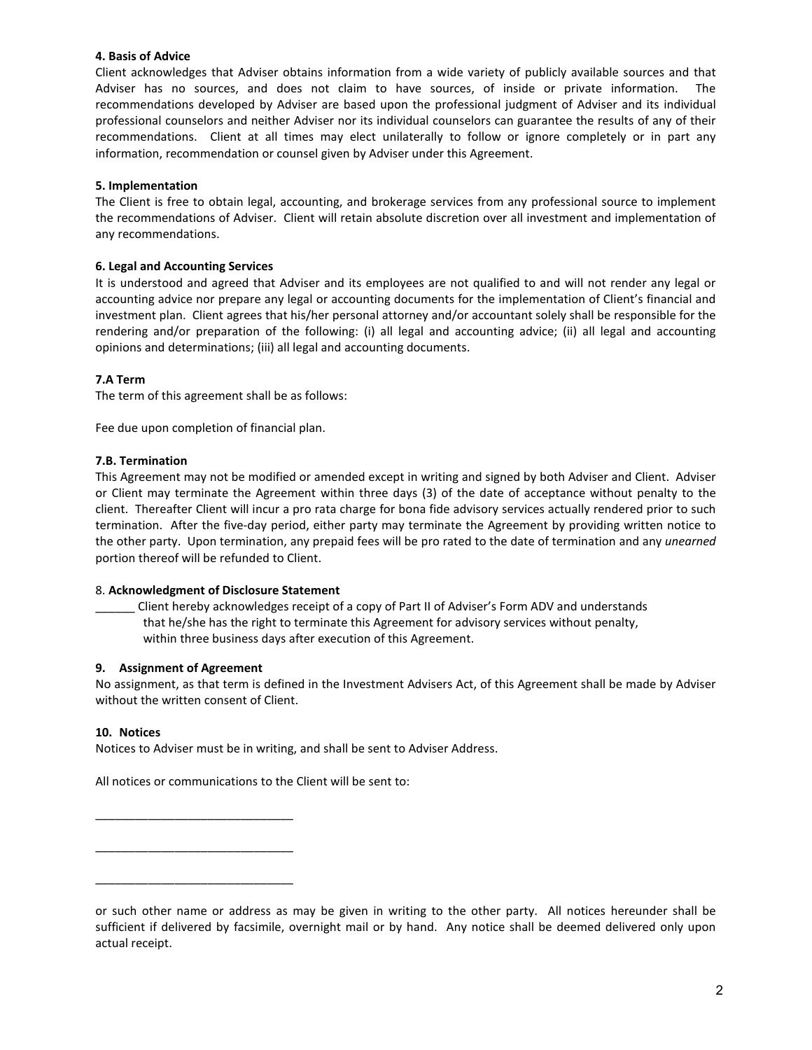**4. Basis of Advice**

Client acknowledges that Adviser obtains information from a wide variety of publicly available sources and that Adviser has no sources, and does not claim to have sources, of inside or private information. The recommendations developed by Adviser are based upon the professional judgment of Adviser and its individual professional counselors and neither Adviser nor its individual counselors can guarantee the results of any of their recommendations. Client at all times may elect unilaterally to follow or ignore completely or in part any information, recommendation or counsel given by Adviser under this Agreement.

**5. Implementation**

The Client is free to obtain legal, accounting, and brokerage services from any professional source to implement the recommendations of Adviser. Client will retain absolute discretion over all investment and implementation of any recommendations.

**6. Legal and Accounting Services**

It is understood and agreed that Adviser and its employees are not qualified to and will not render any legal or accounting advice nor prepare any legal or accounting documents for the implementation of Client's financial and investment plan. Client agrees that his/her personal attorney and/or accountant solely shall be responsible for the rendering and/or preparation of the following: (i) all legal and accounting advice; (ii) all legal and accounting opinions and determinations; (iii) all legal and accounting documents.

**7.A Term**

The term of this agreement shall be as follows:

Fee due upon completion of financial plan.

**7.B. Termination**

This Agreement may not be modified or amended except in writing and signed by both Adviser and Client. Adviser or Client may terminate the Agreement within three days (3) of the date of acceptance without penalty to the client. Thereafter Client will incur a pro rata charge for bona fide advisory services actually rendered prior to such termination. After the five-day period, either party may terminate the Agreement by providing written notice to the other party. Upon termination, any prepaid fees will be pro rated to the date of termination and any *unearned* portion thereof will be refunded to Client.

8. **Acknowledgment of Disclosure Statement**

______ Client hereby acknowledges receipt of a copy of Part II of Adviser's Form ADV and understands that he/she has the right to terminate this Agreement for advisory services without penalty, within three business days after execution of this Agreement.

**9. Assignment of Agreement**

No assignment, as that term is defined in the Investment Advisers Act, of this Agreement shall be made by Adviser without the written consent of Client.

**10. Notices**

Notices to Adviser must be in writing, and shall be sent to Adviser Address.

All notices or communications to the Client will be sent to:

______________________________

______________________________

______________________________

or such other name or address as may be given in writing to the other party. All notices hereunder shall be sufficient if delivered by facsimile, overnight mail or by hand. Any notice shall be deemed delivered only upon actual receipt.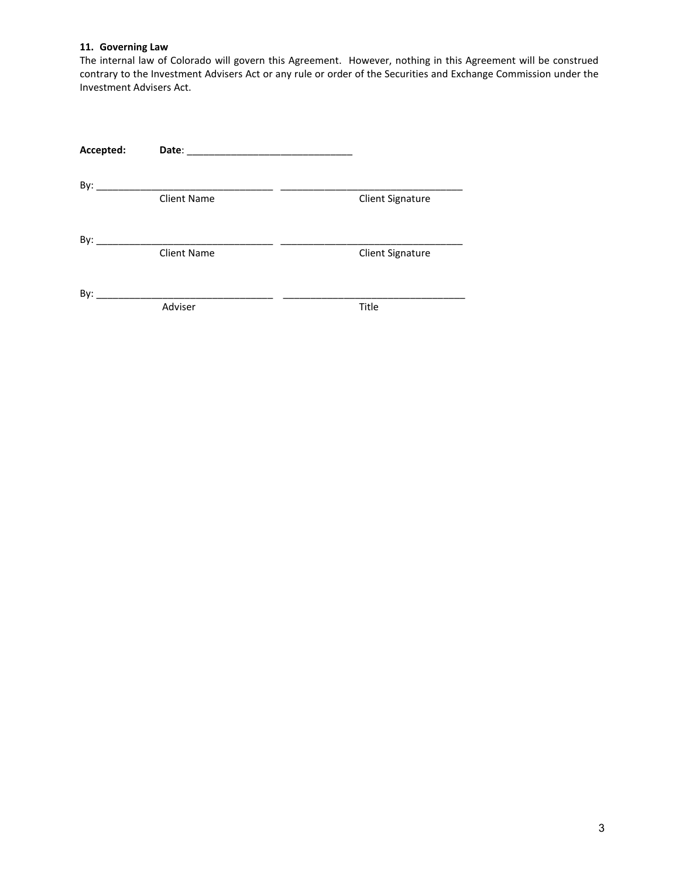**11. Governing Law**

The internal law of Colorado will govern this Agreement. However, nothing in this Agreement will be construed contrary to the Investment Advisers Act or any rule or order of the Securities and Exchange Commission under the Investment Advisers Act.

**Accepted:** **Date**: ______________________________

By: _________________________________ _________________________________

Client Name Client Signature

By: _________________________________ _________________________________

Client Name Client Signature

By: _________________________________ _________________________________

Adviser Title